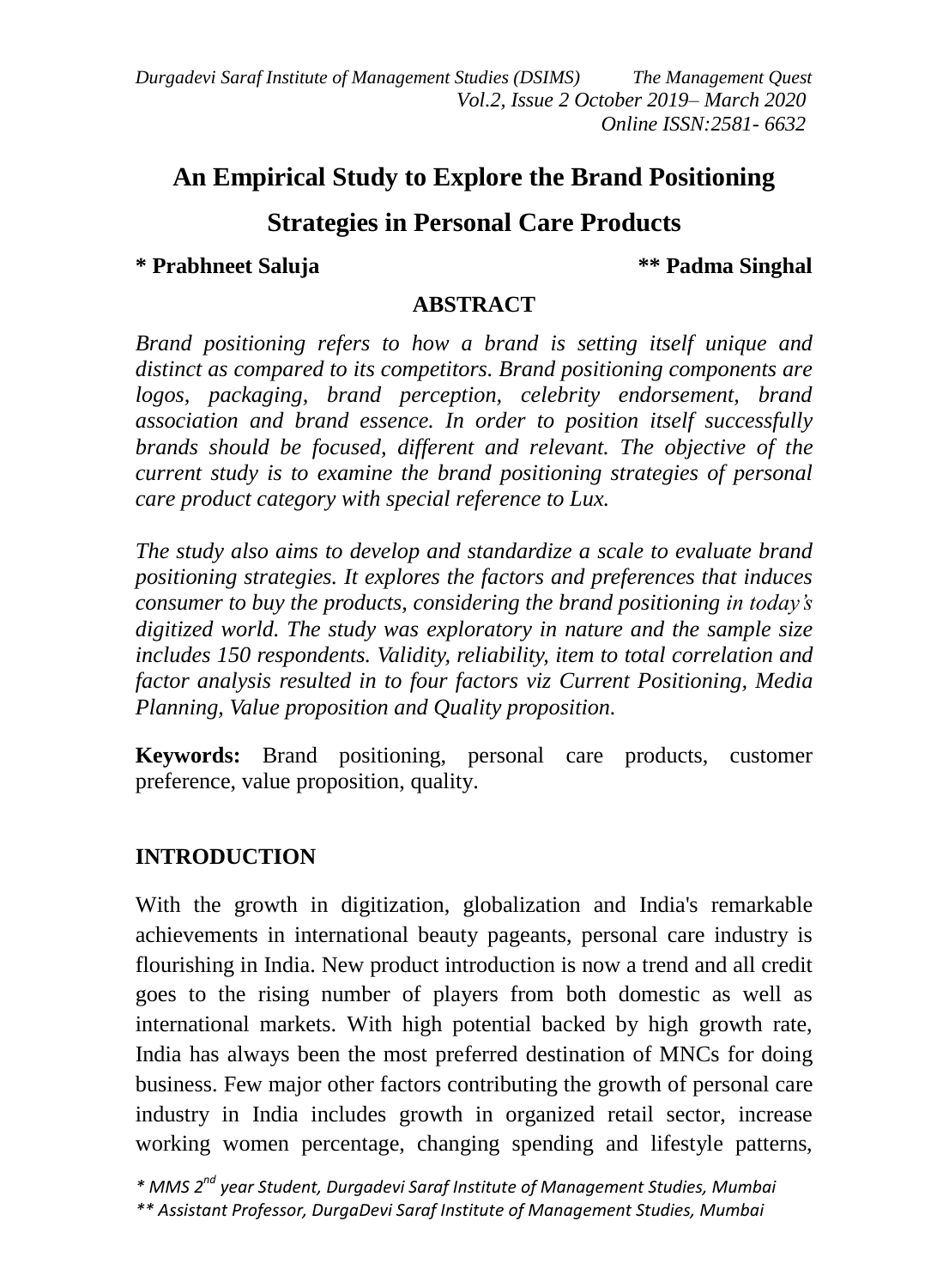# An Empirical Study to Explore the Brand Positioning Strategies in Personal Care Products

**\* Prabhneet Saluja** **\*\* Padma Singhal**

## ABSTRACT

*Brand positioning refers to how a brand is setting itself unique and distinct as compared to its competitors. Brand positioning components are logos, packaging, brand perception, celebrity endorsement, brand association and brand essence. In order to position itself successfully brands should be focused, different and relevant. The objective of the current study is to examine the brand positioning strategies of personal care product category with special reference to Lux.*

*The study also aims to develop and standardize a scale to evaluate brand positioning strategies. It explores the factors and preferences that induces consumer to buy the products, considering the brand positioning in today's digitized world. The study was exploratory in nature and the sample size includes 150 respondents. Validity, reliability, item to total correlation and factor analysis resulted in to four factors viz Current Positioning, Media Planning, Value proposition and Quality proposition.*

**Keywords:** Brand positioning, personal care products, customer preference, value proposition, quality.

## INTRODUCTION

With the growth in digitization, globalization and India's remarkable achievements in international beauty pageants, personal care industry is flourishing in India. New product introduction is now a trend and all credit goes to the rising number of players from both domestic as well as international markets. With high potential backed by high growth rate, India has always been the most preferred destination of MNCs for doing business. Few major other factors contributing the growth of personal care industry in India includes growth in organized retail sector, increase working women percentage, changing spending and lifestyle patterns,

*\* MMS 2nd year Student, Durgadevi Saraf Institute of Management Studies, Mumbai*
*\*\* Assistant Professor, DurgaDevi Saraf Institute of Management Studies, Mumbai*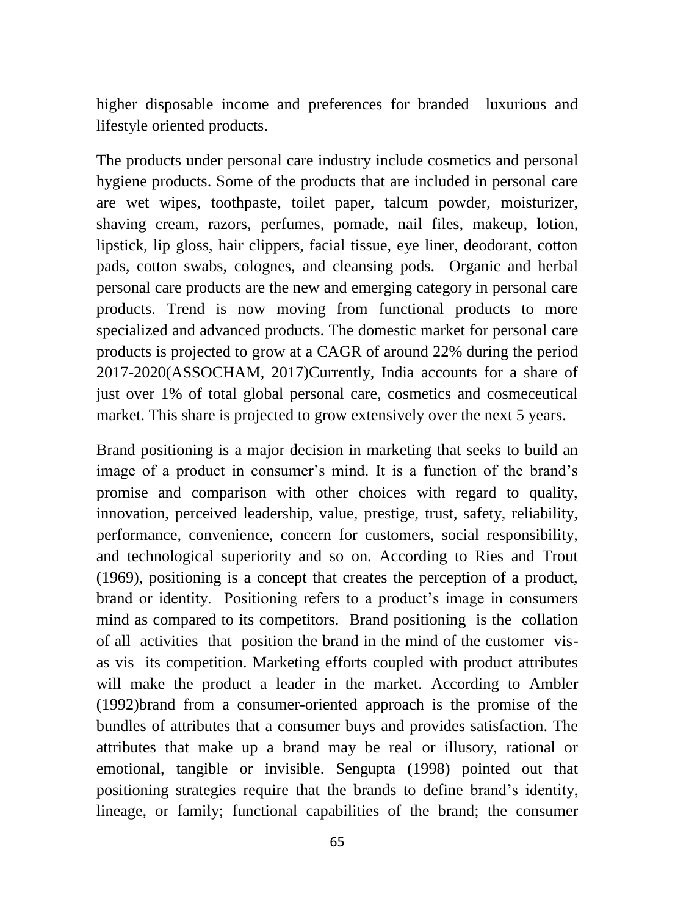higher disposable income and preferences for branded luxurious and lifestyle oriented products.

The products under personal care industry include cosmetics and personal hygiene products. Some of the products that are included in personal care are wet wipes, toothpaste, toilet paper, talcum powder, moisturizer, shaving cream, razors, perfumes, pomade, nail files, makeup, lotion, lipstick, lip gloss, hair clippers, facial tissue, eye liner, deodorant, cotton pads, cotton swabs, colognes, and cleansing pods. Organic and herbal personal care products are the new and emerging category in personal care products. Trend is now moving from functional products to more specialized and advanced products. The domestic market for personal care products is projected to grow at a CAGR of around 22% during the period 2017-2020(ASSOCHAM, 2017)Currently, India accounts for a share of just over 1% of total global personal care, cosmetics and cosmeceutical market. This share is projected to grow extensively over the next 5 years.

Brand positioning is a major decision in marketing that seeks to build an image of a product in consumer's mind. It is a function of the brand's promise and comparison with other choices with regard to quality, innovation, perceived leadership, value, prestige, trust, safety, reliability, performance, convenience, concern for customers, social responsibility, and technological superiority and so on. According to Ries and Trout (1969), positioning is a concept that creates the perception of a product, brand or identity. Positioning refers to a product's image in consumers mind as compared to its competitors. Brand positioning is the collation of all activities that position the brand in the mind of the customer vis-as vis its competition. Marketing efforts coupled with product attributes will make the product a leader in the market. According to Ambler (1992)brand from a consumer-oriented approach is the promise of the bundles of attributes that a consumer buys and provides satisfaction. The attributes that make up a brand may be real or illusory, rational or emotional, tangible or invisible. Sengupta (1998) pointed out that positioning strategies require that the brands to define brand's identity, lineage, or family; functional capabilities of the brand; the consumer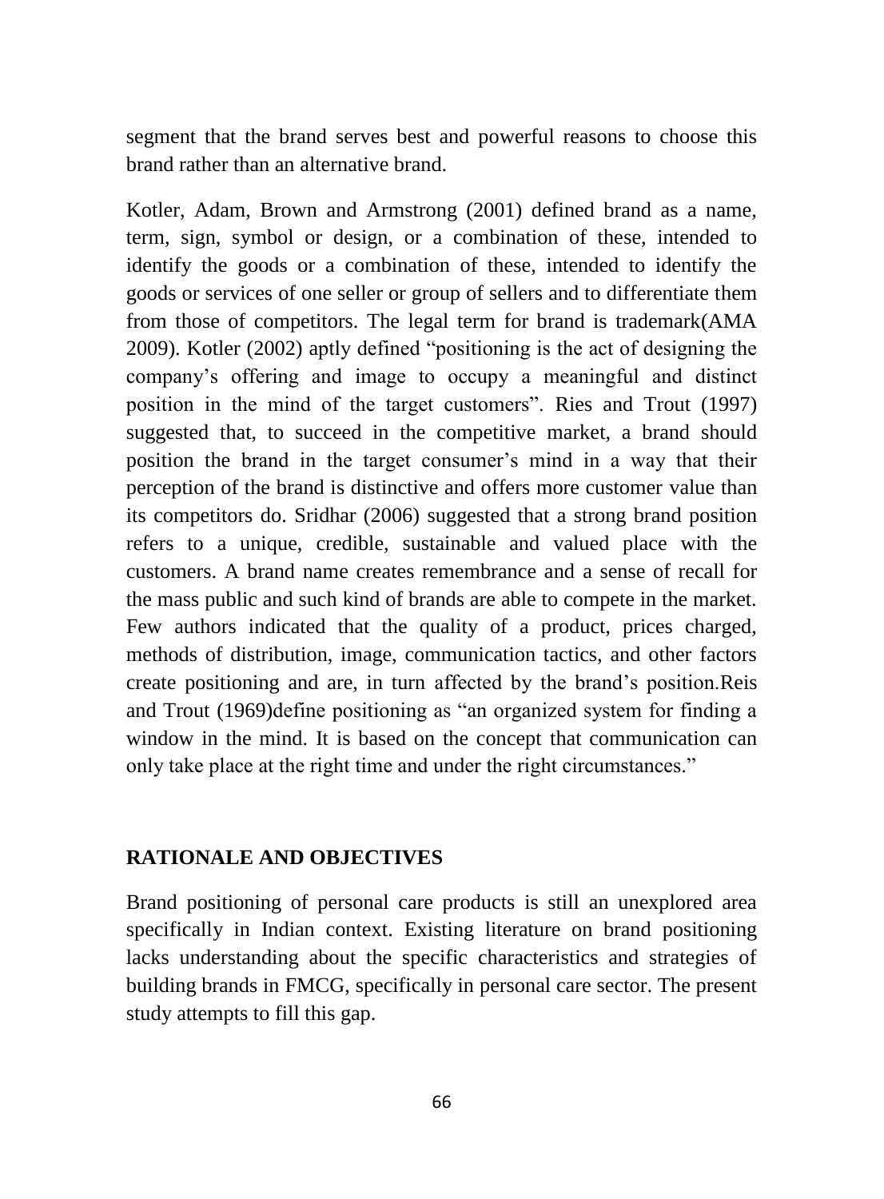segment that the brand serves best and powerful reasons to choose this brand rather than an alternative brand.

Kotler, Adam, Brown and Armstrong (2001) defined brand as a name, term, sign, symbol or design, or a combination of these, intended to identify the goods or a combination of these, intended to identify the goods or services of one seller or group of sellers and to differentiate them from those of competitors. The legal term for brand is trademark(AMA 2009). Kotler (2002) aptly defined "positioning is the act of designing the company's offering and image to occupy a meaningful and distinct position in the mind of the target customers". Ries and Trout (1997) suggested that, to succeed in the competitive market, a brand should position the brand in the target consumer's mind in a way that their perception of the brand is distinctive and offers more customer value than its competitors do. Sridhar (2006) suggested that a strong brand position refers to a unique, credible, sustainable and valued place with the customers. A brand name creates remembrance and a sense of recall for the mass public and such kind of brands are able to compete in the market. Few authors indicated that the quality of a product, prices charged, methods of distribution, image, communication tactics, and other factors create positioning and are, in turn affected by the brand's position.Reis and Trout (1969)define positioning as "an organized system for finding a window in the mind. It is based on the concept that communication can only take place at the right time and under the right circumstances."

## RATIONALE AND OBJECTIVES

Brand positioning of personal care products is still an unexplored area specifically in Indian context. Existing literature on brand positioning lacks understanding about the specific characteristics and strategies of building brands in FMCG, specifically in personal care sector. The present study attempts to fill this gap.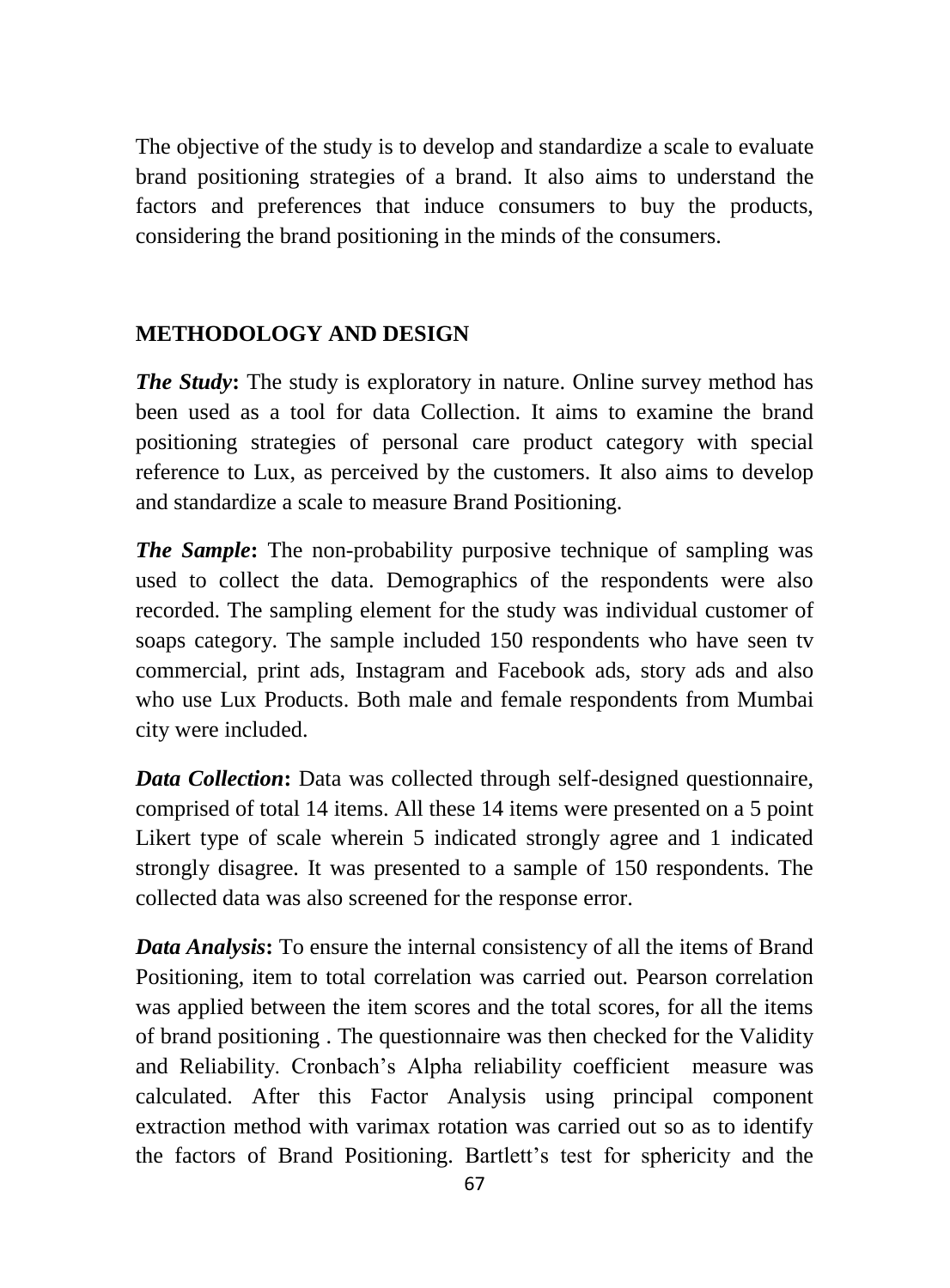The objective of the study is to develop and standardize a scale to evaluate brand positioning strategies of a brand. It also aims to understand the factors and preferences that induce consumers to buy the products, considering the brand positioning in the minds of the consumers.

## METHODOLOGY AND DESIGN

***The Study*:** The study is exploratory in nature. Online survey method has been used as a tool for data Collection. It aims to examine the brand positioning strategies of personal care product category with special reference to Lux, as perceived by the customers. It also aims to develop and standardize a scale to measure Brand Positioning.

***The Sample*:** The non-probability purposive technique of sampling was used to collect the data. Demographics of the respondents were also recorded. The sampling element for the study was individual customer of soaps category. The sample included 150 respondents who have seen tv commercial, print ads, Instagram and Facebook ads, story ads and also who use Lux Products. Both male and female respondents from Mumbai city were included.

***Data Collection*:** Data was collected through self-designed questionnaire, comprised of total 14 items. All these 14 items were presented on a 5 point Likert type of scale wherein 5 indicated strongly agree and 1 indicated strongly disagree. It was presented to a sample of 150 respondents. The collected data was also screened for the response error.

***Data Analysis*:** To ensure the internal consistency of all the items of Brand Positioning, item to total correlation was carried out. Pearson correlation was applied between the item scores and the total scores, for all the items of brand positioning . The questionnaire was then checked for the Validity and Reliability. Cronbach's Alpha reliability coefficient measure was calculated. After this Factor Analysis using principal component extraction method with varimax rotation was carried out so as to identify the factors of Brand Positioning. Bartlett's test for sphericity and the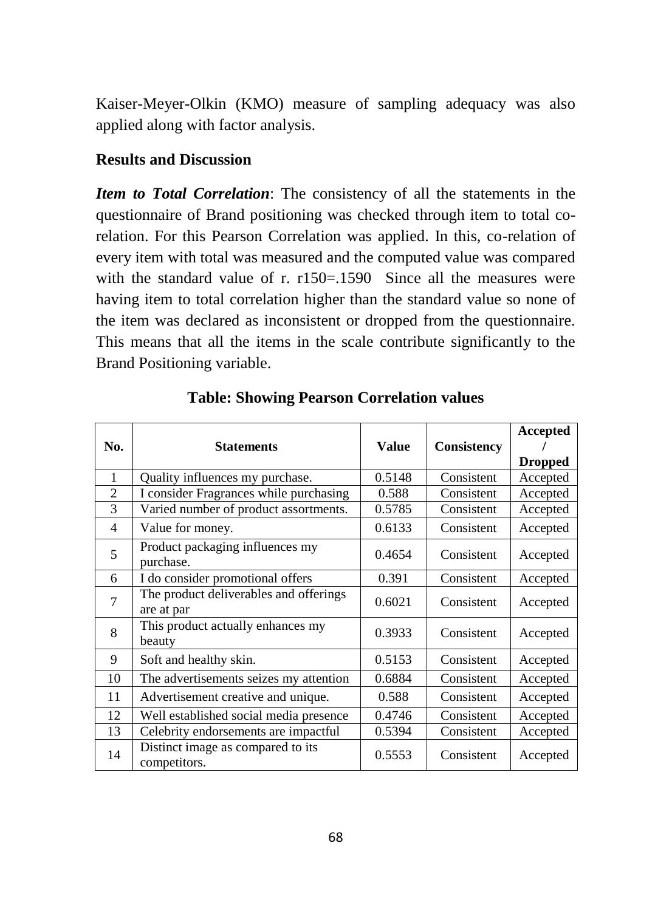Kaiser-Meyer-Olkin (KMO) measure of sampling adequacy was also applied along with factor analysis.

## Results and Discussion

***Item to Total Correlation***: The consistency of all the statements in the questionnaire of Brand positioning was checked through item to total co-relation. For this Pearson Correlation was applied. In this, co-relation of every item with total was measured and the computed value was compared with the standard value of r. r150=.1590  Since all the measures were having item to total correlation higher than the standard value so none of the item was declared as inconsistent or dropped from the questionnaire. This means that all the items in the scale contribute significantly to the Brand Positioning variable.

**Table: Showing Pearson Correlation values**

| No. | Statements | Value | Consistency | Accepted / Dropped |
|---|---|---|---|---|
| 1 | Quality influences my purchase. | 0.5148 | Consistent | Accepted |
| 2 | I consider Fragrances while purchasing | 0.588 | Consistent | Accepted |
| 3 | Varied number of product assortments. | 0.5785 | Consistent | Accepted |
| 4 | Value for money. | 0.6133 | Consistent | Accepted |
| 5 | Product packaging influences my purchase. | 0.4654 | Consistent | Accepted |
| 6 | I do consider promotional offers | 0.391 | Consistent | Accepted |
| 7 | The product deliverables and offerings are at par | 0.6021 | Consistent | Accepted |
| 8 | This product actually enhances my beauty | 0.3933 | Consistent | Accepted |
| 9 | Soft and healthy skin. | 0.5153 | Consistent | Accepted |
| 10 | The advertisements seizes my attention | 0.6884 | Consistent | Accepted |
| 11 | Advertisement creative and unique. | 0.588 | Consistent | Accepted |
| 12 | Well established social media presence | 0.4746 | Consistent | Accepted |
| 13 | Celebrity endorsements are impactful | 0.5394 | Consistent | Accepted |
| 14 | Distinct image as compared to its competitors. | 0.5553 | Consistent | Accepted |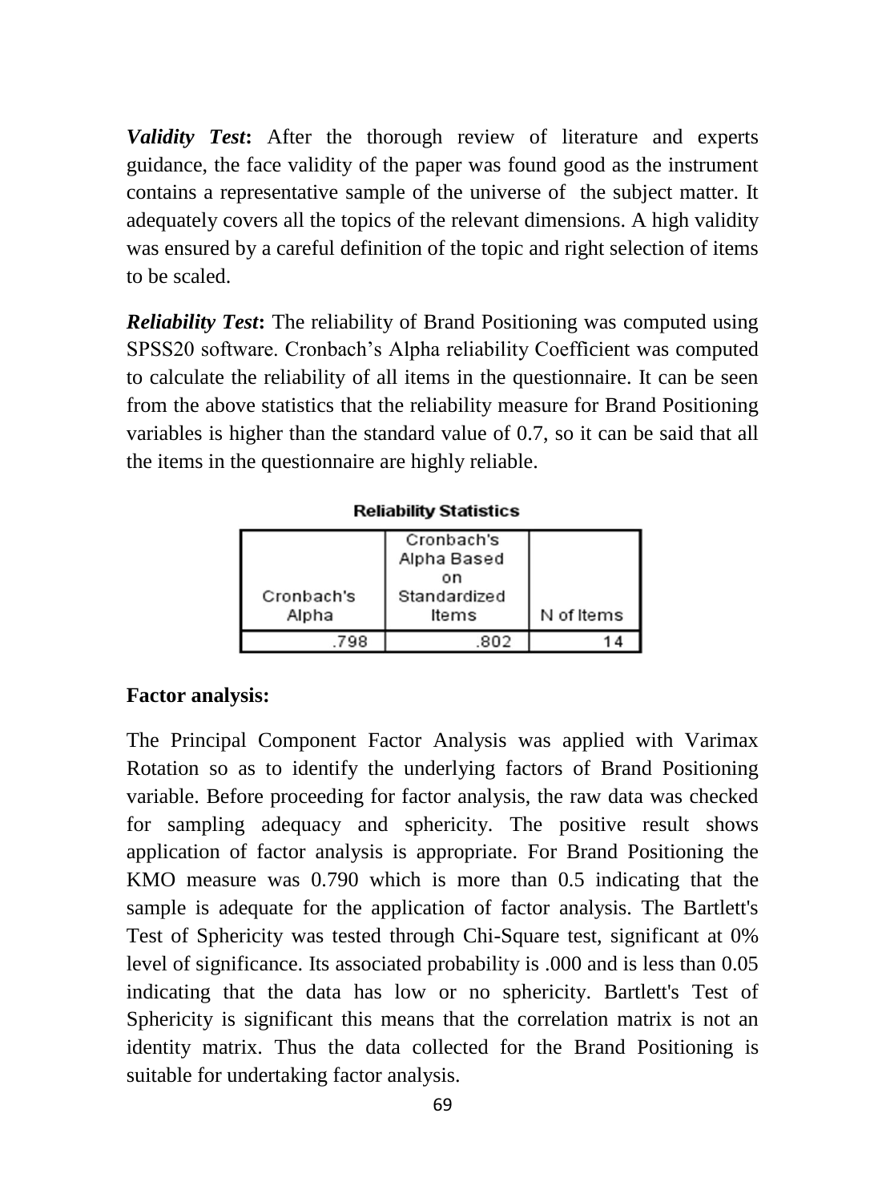***Validity Test*:** After the thorough review of literature and experts guidance, the face validity of the paper was found good as the instrument contains a representative sample of the universe of the subject matter. It adequately covers all the topics of the relevant dimensions. A high validity was ensured by a careful definition of the topic and right selection of items to be scaled.

***Reliability Test*:** The reliability of Brand Positioning was computed using SPSS20 software. Cronbach's Alpha reliability Coefficient was computed to calculate the reliability of all items in the questionnaire. It can be seen from the above statistics that the reliability measure for Brand Positioning variables is higher than the standard value of 0.7, so it can be said that all the items in the questionnaire are highly reliable.

**Reliability Statistics**

| Cronbach's Alpha | Cronbach's Alpha Based on Standardized Items | N of Items |
|---|---|---|
| .798 | .802 | 14 |

**Factor analysis:**

The Principal Component Factor Analysis was applied with Varimax Rotation so as to identify the underlying factors of Brand Positioning variable. Before proceeding for factor analysis, the raw data was checked for sampling adequacy and sphericity. The positive result shows application of factor analysis is appropriate. For Brand Positioning the KMO measure was 0.790 which is more than 0.5 indicating that the sample is adequate for the application of factor analysis. The Bartlett's Test of Sphericity was tested through Chi-Square test, significant at 0% level of significance. Its associated probability is .000 and is less than 0.05 indicating that the data has low or no sphericity. Bartlett's Test of Sphericity is significant this means that the correlation matrix is not an identity matrix. Thus the data collected for the Brand Positioning is suitable for undertaking factor analysis.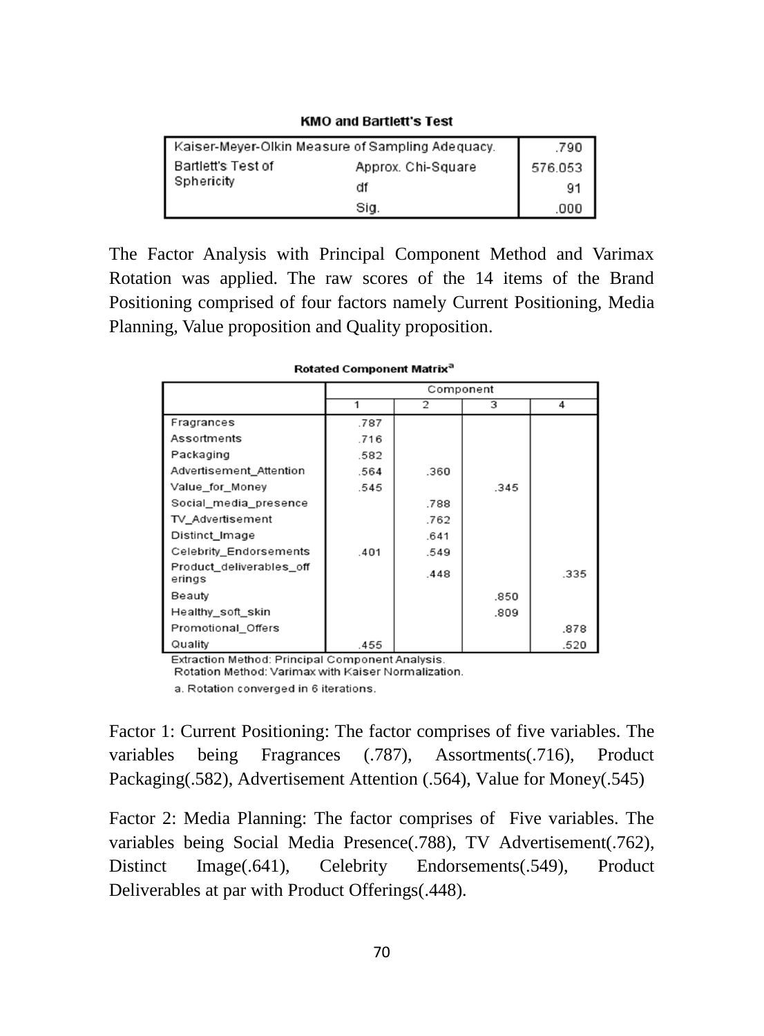**KMO and Bartlett's Test**

| | | |
|---|---|---|
| Kaiser-Meyer-Olkin Measure of Sampling Adequacy. | | .790 |
| Bartlett's Test of Sphericity | Approx. Chi-Square | 576.053 |
| | df | 91 |
| | Sig. | .000 |

The Factor Analysis with Principal Component Method and Varimax Rotation was applied. The raw scores of the 14 items of the Brand Positioning comprised of four factors namely Current Positioning, Media Planning, Value proposition and Quality proposition.

**Rotated Component Matrix[a]**

| | Component | | | |
|---|---|---|---|---|
| | 1 | 2 | 3 | 4 |
| Fragrances | .787 | | | |
| Assortments | .716 | | | |
| Packaging | .582 | | | |
| Advertisement_Attention | .564 | .360 | | |
| Value_for_Money | .545 | | .345 | |
| Social_media_presence | | .788 | | |
| TV_Advertisement | | .762 | | |
| Distinct_Image | | .641 | | |
| Celebrity_Endorsements | .401 | .549 | | |
| Product_deliverables_offerings | | .448 | | .335 |
| Beauty | | | .850 | |
| Healthy_soft_skin | | | .809 | |
| Promotional_Offers | | | | .878 |
| Quality | .455 | | | .520 |

Extraction Method: Principal Component Analysis.
Rotation Method: Varimax with Kaiser Normalization.

a. Rotation converged in 6 iterations.

Factor 1: Current Positioning: The factor comprises of five variables. The variables being Fragrances (.787), Assortments(.716), Product Packaging(.582), Advertisement Attention (.564), Value for Money(.545)

Factor 2: Media Planning: The factor comprises of Five variables. The variables being Social Media Presence(.788), TV Advertisement(.762), Distinct Image(.641), Celebrity Endorsements(.549), Product Deliverables at par with Product Offerings(.448).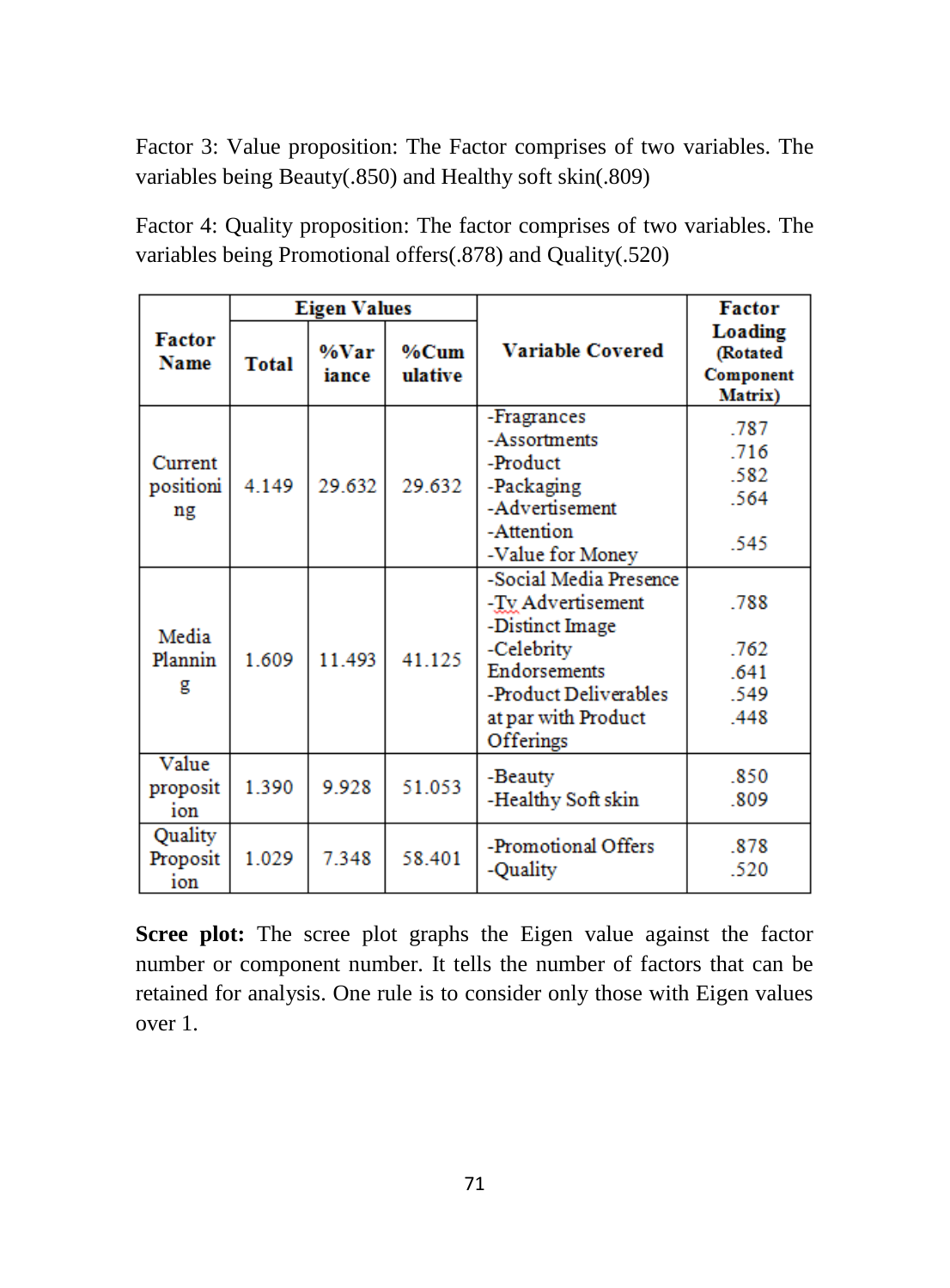Factor 3: Value proposition: The Factor comprises of two variables. The variables being Beauty(.850) and Healthy soft skin(.809)

Factor 4: Quality proposition: The factor comprises of two variables. The variables being Promotional offers(.878) and Quality(.520)

| Factor Name | Eigen Values | | | Variable Covered | Factor Loading (Rotated Component Matrix) |
|---|---|---|---|---|---|
| | Total | %Variance | %Cumulative | | |
| Current positioning | 4.149 | 29.632 | 29.632 | -Fragrances<br>-Assortments<br>-Product<br>-Packaging<br>-Advertisement<br>-Attention<br>-Value for Money | .787<br>.716<br>.582<br>.564<br><br>.545 |
| Media Planning | 1.609 | 11.493 | 41.125 | -Social Media Presence<br>-Tv Advertisement<br>-Distinct Image<br>-Celebrity Endorsements<br>-Product Deliverables at par with Product Offerings | .788<br><br>.762<br>.641<br>.549<br>.448 |
| Value proposition | 1.390 | 9.928 | 51.053 | -Beauty<br>-Healthy Soft skin | .850<br>.809 |
| Quality Proposition | 1.029 | 7.348 | 58.401 | -Promotional Offers<br>-Quality | .878<br>.520 |

**Scree plot:** The scree plot graphs the Eigen value against the factor number or component number. It tells the number of factors that can be retained for analysis. One rule is to consider only those with Eigen values over 1.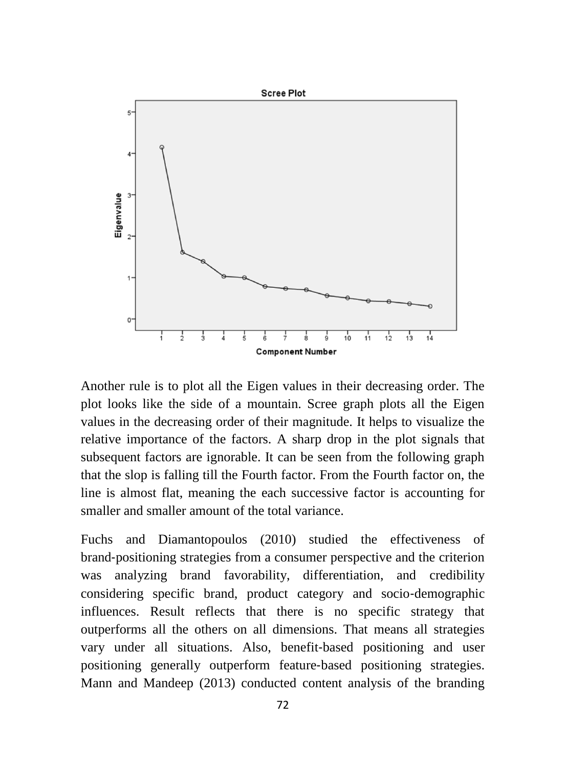Another rule is to plot all the Eigen values in their decreasing order. The plot looks like the side of a mountain. Scree graph plots all the Eigen values in the decreasing order of their magnitude. It helps to visualize the relative importance of the factors. A sharp drop in the plot signals that subsequent factors are ignorable. It can be seen from the following graph that the slop is falling till the Fourth factor. From the Fourth factor on, the line is almost flat, meaning the each successive factor is accounting for smaller and smaller amount of the total variance.

Fuchs and Diamantopoulos (2010) studied the effectiveness of brand-positioning strategies from a consumer perspective and the criterion was analyzing brand favorability, differentiation, and credibility considering specific brand, product category and socio-demographic influences. Result reflects that there is no specific strategy that outperforms all the others on all dimensions. That means all strategies vary under all situations. Also, benefit-based positioning and user positioning generally outperform feature-based positioning strategies. Mann and Mandeep (2013) conducted content analysis of the branding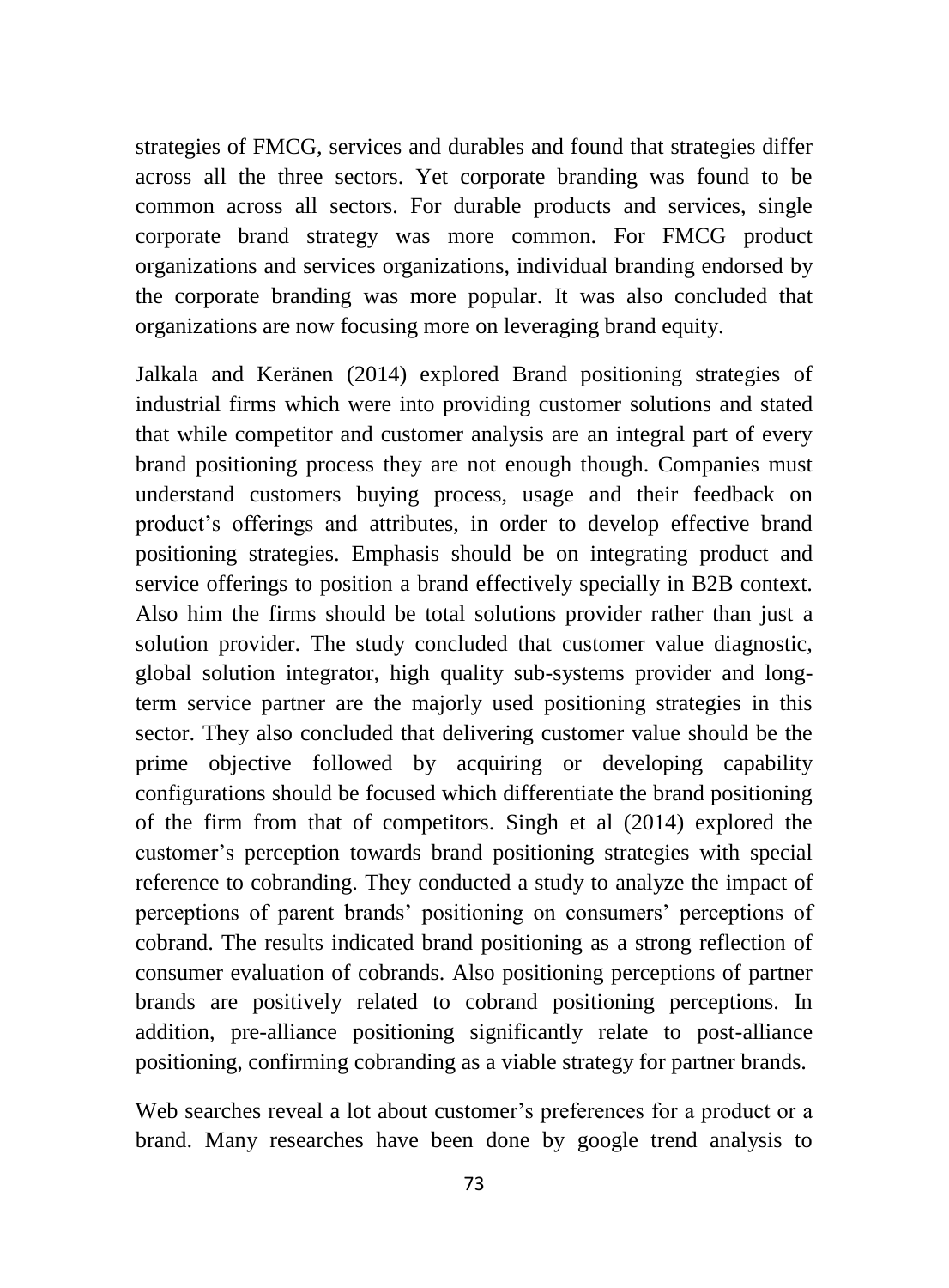strategies of FMCG, services and durables and found that strategies differ across all the three sectors. Yet corporate branding was found to be common across all sectors. For durable products and services, single corporate brand strategy was more common. For FMCG product organizations and services organizations, individual branding endorsed by the corporate branding was more popular. It was also concluded that organizations are now focusing more on leveraging brand equity.

Jalkala and Keränen (2014) explored Brand positioning strategies of industrial firms which were into providing customer solutions and stated that while competitor and customer analysis are an integral part of every brand positioning process they are not enough though. Companies must understand customers buying process, usage and their feedback on product's offerings and attributes, in order to develop effective brand positioning strategies. Emphasis should be on integrating product and service offerings to position a brand effectively specially in B2B context. Also him the firms should be total solutions provider rather than just a solution provider. The study concluded that customer value diagnostic, global solution integrator, high quality sub-systems provider and long-term service partner are the majorly used positioning strategies in this sector. They also concluded that delivering customer value should be the prime objective followed by acquiring or developing capability configurations should be focused which differentiate the brand positioning of the firm from that of competitors. Singh et al (2014) explored the customer's perception towards brand positioning strategies with special reference to cobranding. They conducted a study to analyze the impact of perceptions of parent brands' positioning on consumers' perceptions of cobrand. The results indicated brand positioning as a strong reflection of consumer evaluation of cobrands. Also positioning perceptions of partner brands are positively related to cobrand positioning perceptions. In addition, pre-alliance positioning significantly relate to post-alliance positioning, confirming cobranding as a viable strategy for partner brands.

Web searches reveal a lot about customer's preferences for a product or a brand. Many researches have been done by google trend analysis to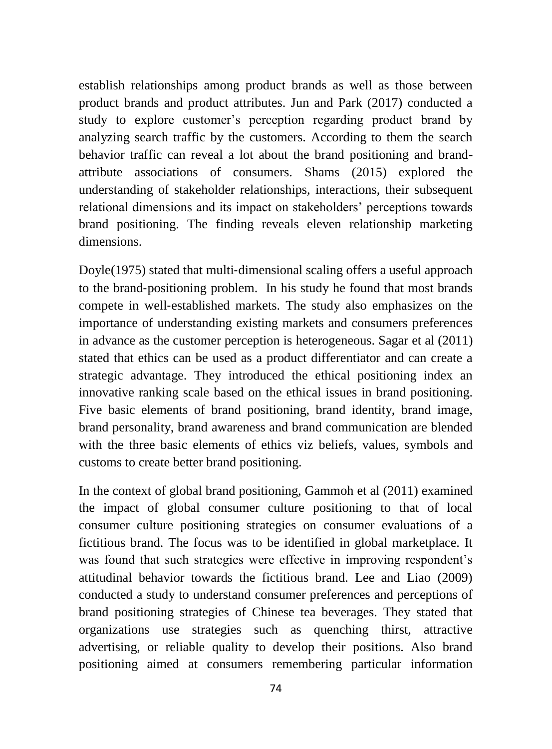establish relationships among product brands as well as those between product brands and product attributes. Jun and Park (2017) conducted a study to explore customer's perception regarding product brand by analyzing search traffic by the customers. According to them the search behavior traffic can reveal a lot about the brand positioning and brand-attribute associations of consumers. Shams (2015) explored the understanding of stakeholder relationships, interactions, their subsequent relational dimensions and its impact on stakeholders' perceptions towards brand positioning. The finding reveals eleven relationship marketing dimensions.

Doyle(1975) stated that multi-dimensional scaling offers a useful approach to the brand-positioning problem. In his study he found that most brands compete in well-established markets. The study also emphasizes on the importance of understanding existing markets and consumers preferences in advance as the customer perception is heterogeneous. Sagar et al (2011) stated that ethics can be used as a product differentiator and can create a strategic advantage. They introduced the ethical positioning index an innovative ranking scale based on the ethical issues in brand positioning. Five basic elements of brand positioning, brand identity, brand image, brand personality, brand awareness and brand communication are blended with the three basic elements of ethics viz beliefs, values, symbols and customs to create better brand positioning.

In the context of global brand positioning, Gammoh et al (2011) examined the impact of global consumer culture positioning to that of local consumer culture positioning strategies on consumer evaluations of a fictitious brand. The focus was to be identified in global marketplace. It was found that such strategies were effective in improving respondent's attitudinal behavior towards the fictitious brand. Lee and Liao (2009) conducted a study to understand consumer preferences and perceptions of brand positioning strategies of Chinese tea beverages. They stated that organizations use strategies such as quenching thirst, attractive advertising, or reliable quality to develop their positions. Also brand positioning aimed at consumers remembering particular information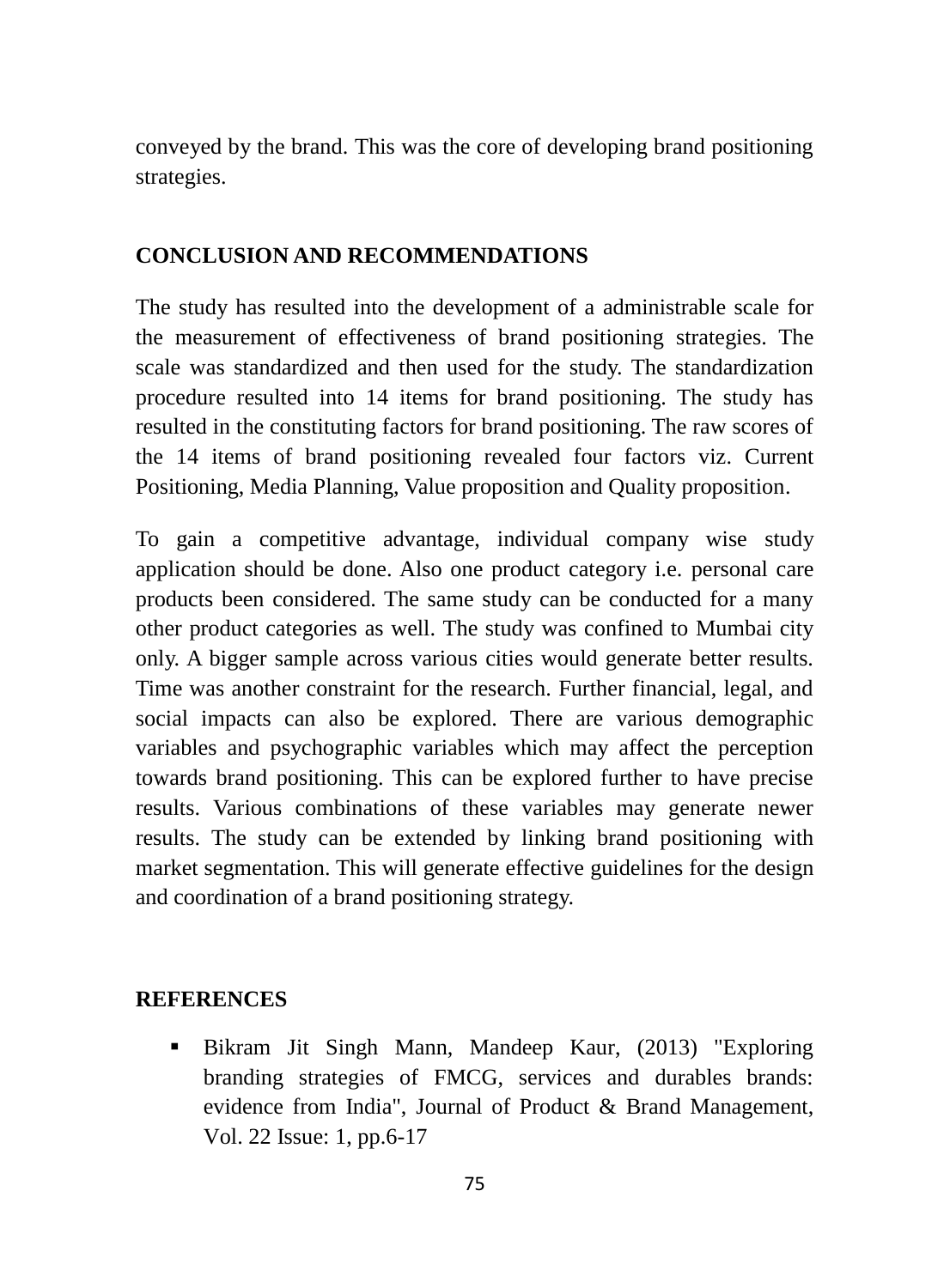conveyed by the brand. This was the core of developing brand positioning strategies.

## CONCLUSION AND RECOMMENDATIONS

The study has resulted into the development of a administrable scale for the measurement of effectiveness of brand positioning strategies. The scale was standardized and then used for the study. The standardization procedure resulted into 14 items for brand positioning. The study has resulted in the constituting factors for brand positioning. The raw scores of the 14 items of brand positioning revealed four factors viz. Current Positioning, Media Planning, Value proposition and Quality proposition.

To gain a competitive advantage, individual company wise study application should be done. Also one product category i.e. personal care products been considered. The same study can be conducted for a many other product categories as well. The study was confined to Mumbai city only. A bigger sample across various cities would generate better results. Time was another constraint for the research. Further financial, legal, and social impacts can also be explored. There are various demographic variables and psychographic variables which may affect the perception towards brand positioning. This can be explored further to have precise results. Various combinations of these variables may generate newer results. The study can be extended by linking brand positioning with market segmentation. This will generate effective guidelines for the design and coordination of a brand positioning strategy.

## REFERENCES

- Bikram Jit Singh Mann, Mandeep Kaur, (2013) "Exploring branding strategies of FMCG, services and durables brands: evidence from India", Journal of Product & Brand Management, Vol. 22 Issue: 1, pp.6-17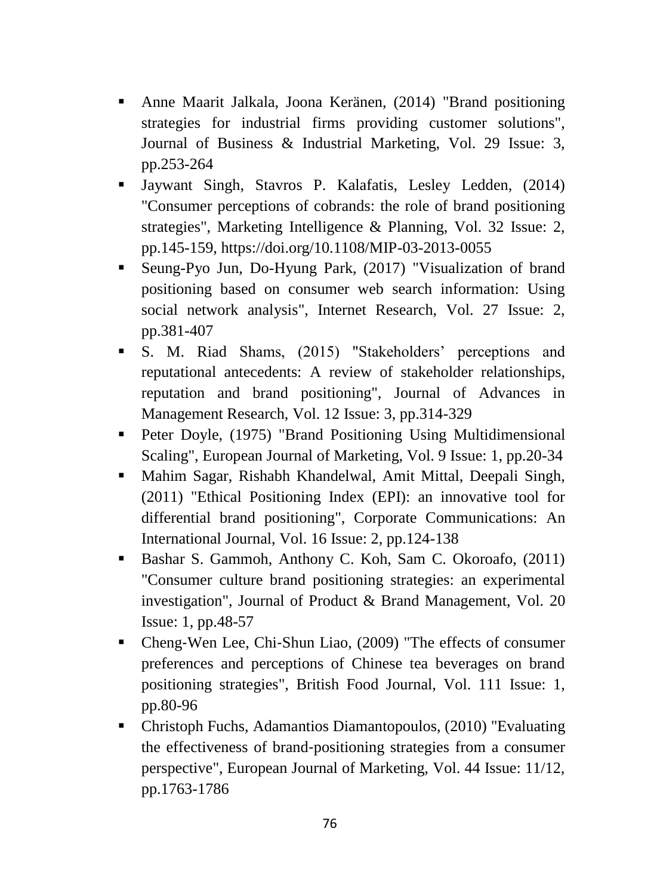- Anne Maarit Jalkala, Joona Keränen, (2014) "Brand positioning strategies for industrial firms providing customer solutions", Journal of Business & Industrial Marketing, Vol. 29 Issue: 3, pp.253-264
- Jaywant Singh, Stavros P. Kalafatis, Lesley Ledden, (2014) "Consumer perceptions of cobrands: the role of brand positioning strategies", Marketing Intelligence & Planning, Vol. 32 Issue: 2, pp.145-159, https://doi.org/10.1108/MIP-03-2013-0055
- Seung-Pyo Jun, Do-Hyung Park, (2017) "Visualization of brand positioning based on consumer web search information: Using social network analysis", Internet Research, Vol. 27 Issue: 2, pp.381-407
- S. M. Riad Shams, (2015) "Stakeholders' perceptions and reputational antecedents: A review of stakeholder relationships, reputation and brand positioning", Journal of Advances in Management Research, Vol. 12 Issue: 3, pp.314-329
- Peter Doyle, (1975) "Brand Positioning Using Multidimensional Scaling", European Journal of Marketing, Vol. 9 Issue: 1, pp.20-34
- Mahim Sagar, Rishabh Khandelwal, Amit Mittal, Deepali Singh, (2011) "Ethical Positioning Index (EPI): an innovative tool for differential brand positioning", Corporate Communications: An International Journal, Vol. 16 Issue: 2, pp.124-138
- Bashar S. Gammoh, Anthony C. Koh, Sam C. Okoroafo, (2011) "Consumer culture brand positioning strategies: an experimental investigation", Journal of Product & Brand Management, Vol. 20 Issue: 1, pp.48-57
- Cheng‐Wen Lee, Chi‐Shun Liao, (2009) "The effects of consumer preferences and perceptions of Chinese tea beverages on brand positioning strategies", British Food Journal, Vol. 111 Issue: 1, pp.80-96
- Christoph Fuchs, Adamantios Diamantopoulos, (2010) "Evaluating the effectiveness of brand‐positioning strategies from a consumer perspective", European Journal of Marketing, Vol. 44 Issue: 11/12, pp.1763-1786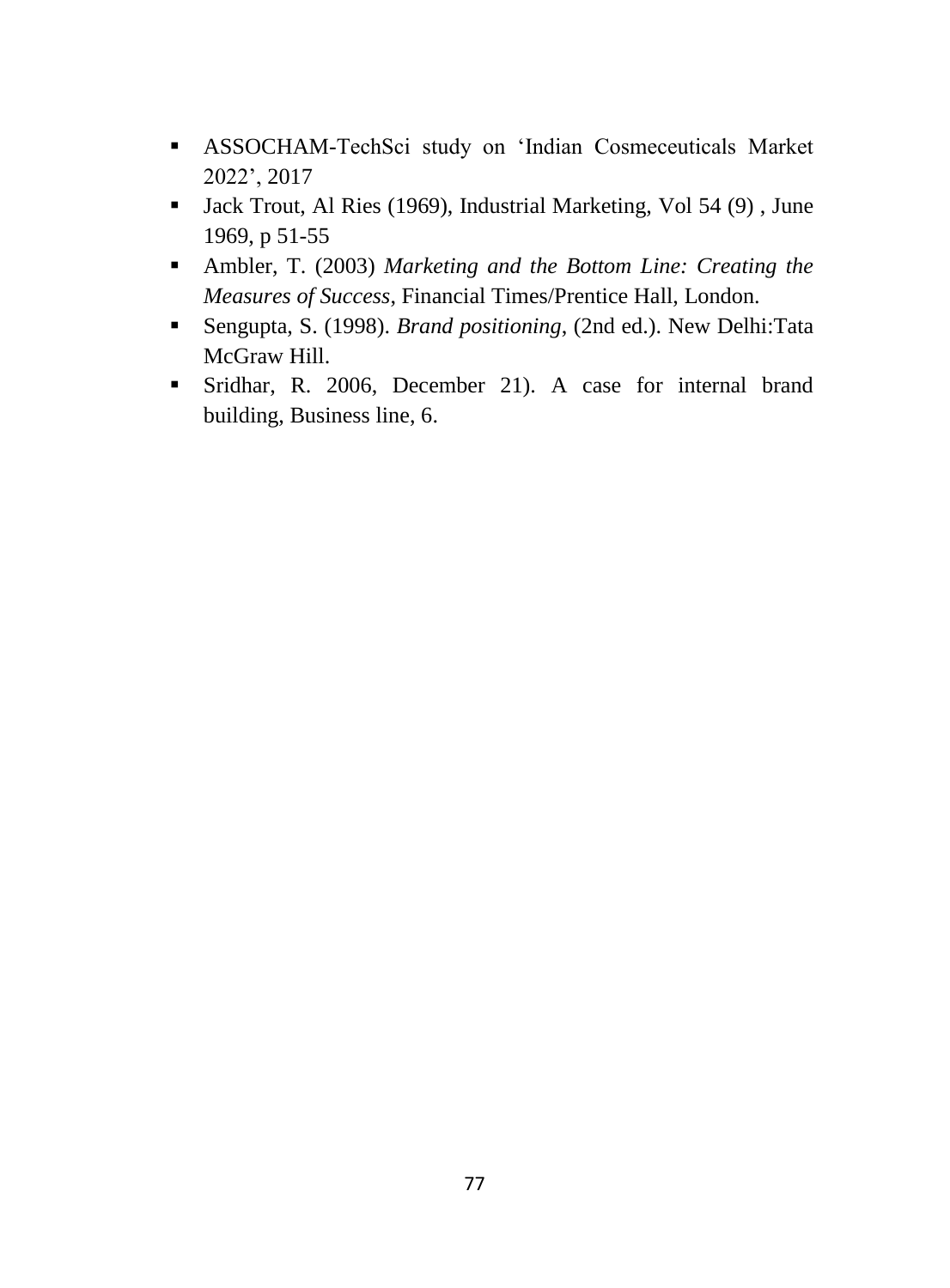- ASSOCHAM-TechSci study on 'Indian Cosmeceuticals Market 2022', 2017
- Jack Trout, Al Ries (1969), Industrial Marketing, Vol 54 (9) , June 1969, p 51-55
- Ambler, T. (2003) *Marketing and the Bottom Line: Creating the Measures of Success*, Financial Times/Prentice Hall, London.
- Sengupta, S. (1998). *Brand positioning*, (2nd ed.). New Delhi:Tata McGraw Hill.
- Sridhar, R. 2006, December 21). A case for internal brand building, Business line, 6.